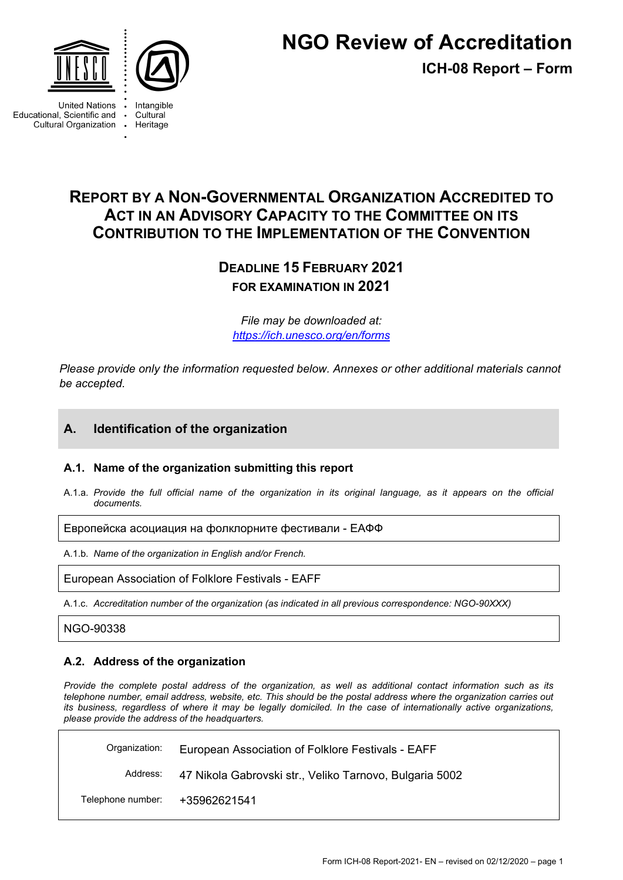United Nations Educational, Scientific and Cultural Organization

Intangible Cultural Heritage

# NGO Review of Accreditation

**ICH-08 Report – Form**

## REPORT BY A NON-GOVERNMENTAL ORGANIZATION ACCREDITED TO ACT IN AN ADVISORY CAPACITY TO THE COMMITTEE ON ITS CONTRIBUTION TO THE IMPLEMENTATION OF THE CONVENTION

### DEADLINE 15 FEBRUARY 2021
### FOR EXAMINATION IN 2021

*File may be downloaded at:*
*https://ich.unesco.org/en/forms*

*Please provide only the information requested below. Annexes or other additional materials cannot be accepted.*

## A. Identification of the organization

### A.1. Name of the organization submitting this report

A.1.a. *Provide the full official name of the organization in its original language, as it appears on the official documents.*

Европейска асоциация на фолклорните фестивали - ЕАФФ

A.1.b. *Name of the organization in English and/or French.*

European Association of Folklore Festivals - EAFF

A.1.c. *Accreditation number of the organization (as indicated in all previous correspondence: NGO-90XXX)*

NGO-90338

### A.2. Address of the organization

*Provide the complete postal address of the organization, as well as additional contact information such as its telephone number, email address, website, etc. This should be the postal address where the organization carries out its business, regardless of where it may be legally domiciled. In the case of internationally active organizations, please provide the address of the headquarters.*

| | |
|---|---|
| Organization: | European Association of Folklore Festivals - EAFF |
| Address: | 47 Nikola Gabrovski str., Veliko Tarnovo, Bulgaria 5002 |
| Telephone number: | +35962621541 |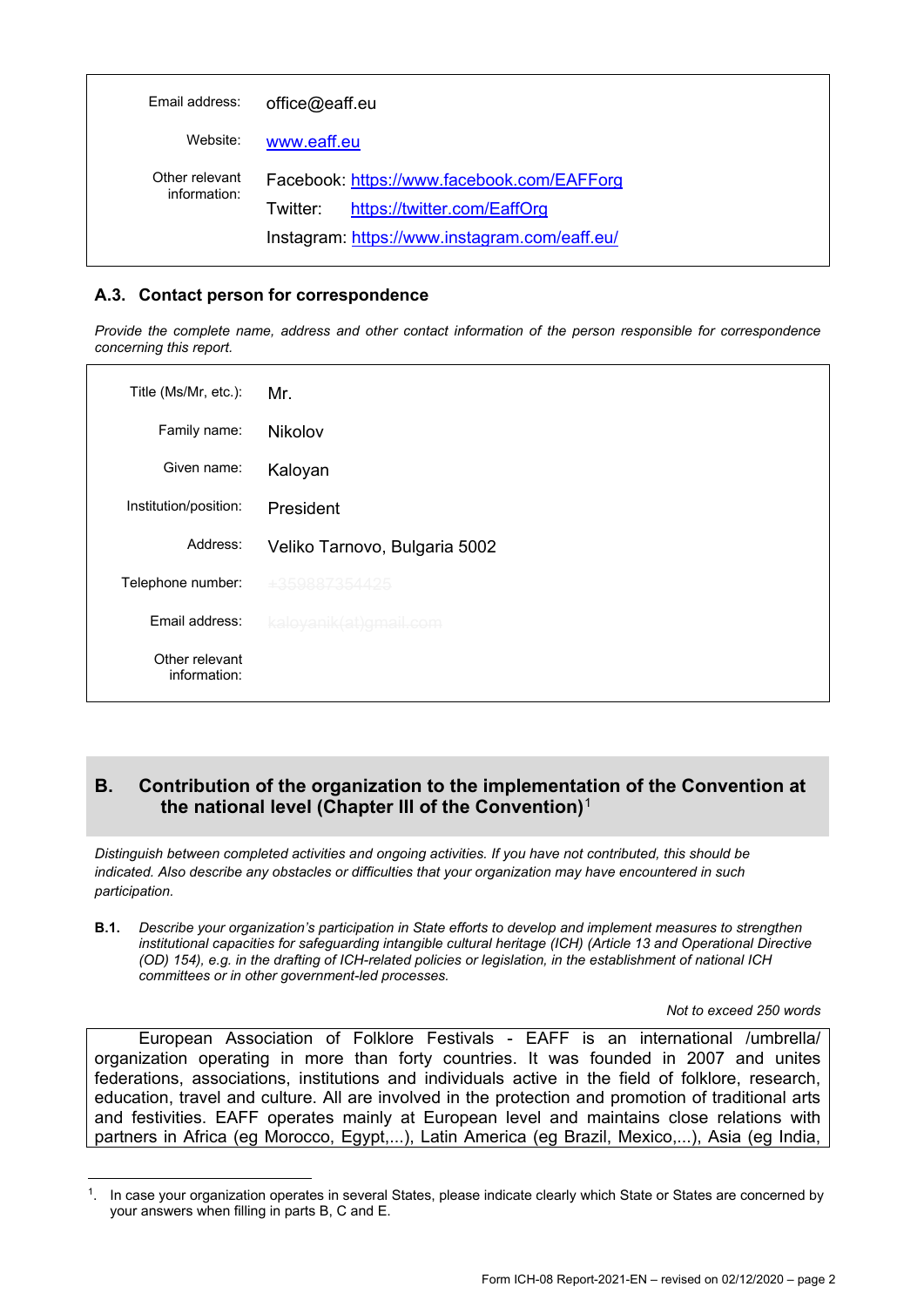| | |
|---|---|
| Email address: | office@eaff.eu |
| Website: | www.eaff.eu |
| Other relevant information: | Facebook: https://www.facebook.com/EAFForg<br>Twitter: https://twitter.com/EaffOrg<br>Instagram: https://www.instagram.com/eaff.eu/ |

### A.3. Contact person for correspondence

*Provide the complete name, address and other contact information of the person responsible for correspondence concerning this report.*

| | |
|---|---|
| Title (Ms/Mr, etc.): | Mr. |
| Family name: | Nikolov |
| Given name: | Kaloyan |
| Institution/position: | President |
| Address: | Veliko Tarnovo, Bulgaria 5002 |
| Telephone number: | |
| Email address: | |
| Other relevant information: | |

## B. Contribution of the organization to the implementation of the Convention at the national level (Chapter III of the Convention)[1]

*Distinguish between completed activities and ongoing activities. If you have not contributed, this should be indicated. Also describe any obstacles or difficulties that your organization may have encountered in such participation.*

**B.1.** *Describe your organization's participation in State efforts to develop and implement measures to strengthen institutional capacities for safeguarding intangible cultural heritage (ICH) (Article 13 and Operational Directive (OD) 154), e.g. in the drafting of ICH-related policies or legislation, in the establishment of national ICH committees or in other government-led processes.*

*Not to exceed 250 words*

European Association of Folklore Festivals - EAFF is an international /umbrella/ organization operating in more than forty countries. It was founded in 2007 and unites federations, associations, institutions and individuals active in the field of folklore, research, education, travel and culture. All are involved in the protection and promotion of traditional arts and festivities. EAFF operates mainly at European level and maintains close relations with partners in Africa (eg Morocco, Egypt,...), Latin America (eg Brazil, Mexico,...), Asia (eg India,

[1]. In case your organization operates in several States, please indicate clearly which State or States are concerned by your answers when filling in parts B, C and E.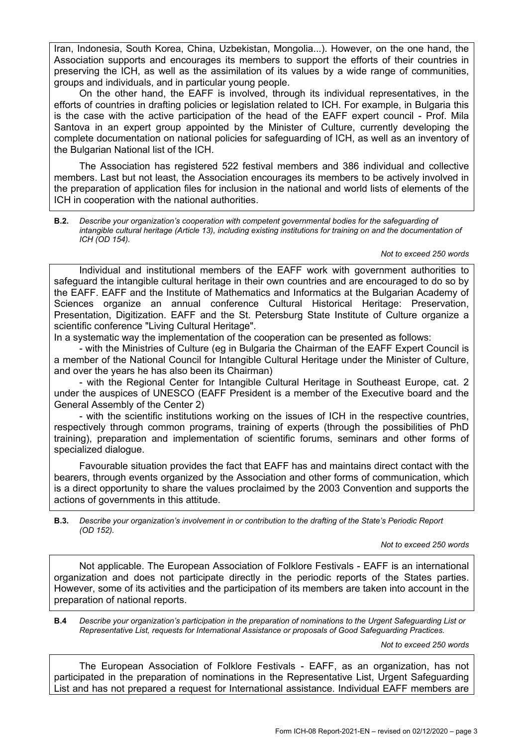Iran, Indonesia, South Korea, China, Uzbekistan, Mongolia...). However, on the one hand, the Association supports and encourages its members to support the efforts of their countries in preserving the ICH, as well as the assimilation of its values by a wide range of communities, groups and individuals, and in particular young people.

On the other hand, the EAFF is involved, through its individual representatives, in the efforts of countries in drafting policies or legislation related to ICH. For example, in Bulgaria this is the case with the active participation of the head of the EAFF expert council - Prof. Mila Santova in an expert group appointed by the Minister of Culture, currently developing the complete documentation on national policies for safeguarding of ICH, as well as an inventory of the Bulgarian National list of the ICH.

The Association has registered 522 festival members and 386 individual and collective members. Last but not least, the Association encourages its members to be actively involved in the preparation of application files for inclusion in the national and world lists of elements of the ICH in cooperation with the national authorities.

**B.2.** *Describe your organization's cooperation with competent governmental bodies for the safeguarding of intangible cultural heritage (Article 13), including existing institutions for training on and the documentation of ICH (OD 154).*

*Not to exceed 250 words*

Individual and institutional members of the EAFF work with government authorities to safeguard the intangible cultural heritage in their own countries and are encouraged to do so by the EAFF. EAFF and the Institute of Mathematics and Informatics at the Bulgarian Academy of Sciences organize an annual conference Cultural Historical Heritage: Preservation, Presentation, Digitization. EAFF and the St. Petersburg State Institute of Culture organize a scientific conference "Living Cultural Heritage".

In a systematic way the implementation of the cooperation can be presented as follows:

- with the Ministries of Culture (eg in Bulgaria the Chairman of the EAFF Expert Council is a member of the National Council for Intangible Cultural Heritage under the Minister of Culture, and over the years he has also been its Chairman)

- with the Regional Center for Intangible Cultural Heritage in Southeast Europe, cat. 2 under the auspices of UNESCO (EAFF President is a member of the Executive board and the General Assembly of the Center 2)

- with the scientific institutions working on the issues of ICH in the respective countries, respectively through common programs, training of experts (through the possibilities of PhD training), preparation and implementation of scientific forums, seminars and other forms of specialized dialogue.

Favourable situation provides the fact that EAFF has and maintains direct contact with the bearers, through events organized by the Association and other forms of communication, which is a direct opportunity to share the values proclaimed by the 2003 Convention and supports the actions of governments in this attitude.

**B.3.** *Describe your organization's involvement in or contribution to the drafting of the State's Periodic Report (OD 152).*

*Not to exceed 250 words*

Not applicable. The European Association of Folklore Festivals - EAFF is an international organization and does not participate directly in the periodic reports of the States parties. However, some of its activities and the participation of its members are taken into account in the preparation of national reports.

**B.4** *Describe your organization's participation in the preparation of nominations to the Urgent Safeguarding List or Representative List, requests for International Assistance or proposals of Good Safeguarding Practices.*

*Not to exceed 250 words*

The European Association of Folklore Festivals - EAFF, as an organization, has not participated in the preparation of nominations in the Representative List, Urgent Safeguarding List and has not prepared a request for International assistance. Individual EAFF members are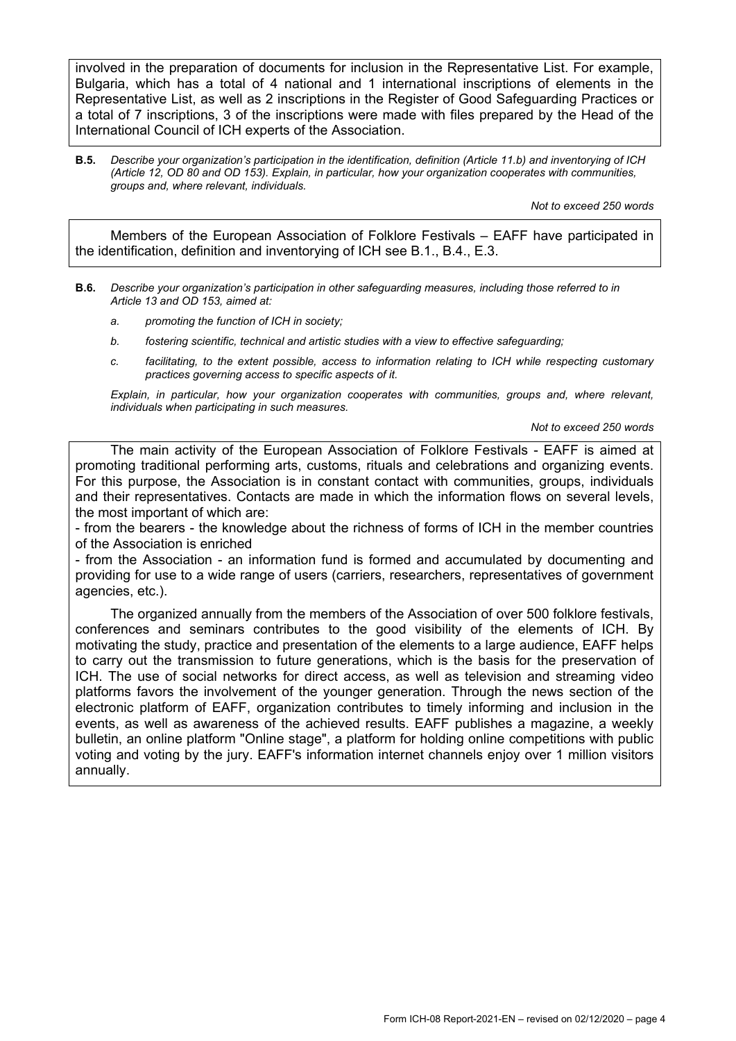involved in the preparation of documents for inclusion in the Representative List. For example, Bulgaria, which has a total of 4 national and 1 international inscriptions of elements in the Representative List, as well as 2 inscriptions in the Register of Good Safeguarding Practices or a total of 7 inscriptions, 3 of the inscriptions were made with files prepared by the Head of the International Council of ICH experts of the Association.

**B.5.** *Describe your organization's participation in the identification, definition (Article 11.b) and inventorying of ICH (Article 12, OD 80 and OD 153). Explain, in particular, how your organization cooperates with communities, groups and, where relevant, individuals.*

*Not to exceed 250 words*

Members of the European Association of Folklore Festivals – EAFF have participated in the identification, definition and inventorying of ICH see B.1., B.4., E.3.

**B.6.** *Describe your organization's participation in other safeguarding measures, including those referred to in Article 13 and OD 153, aimed at:*

*a. promoting the function of ICH in society;*

*b. fostering scientific, technical and artistic studies with a view to effective safeguarding;*

*c. facilitating, to the extent possible, access to information relating to ICH while respecting customary practices governing access to specific aspects of it.*

*Explain, in particular, how your organization cooperates with communities, groups and, where relevant, individuals when participating in such measures.*

*Not to exceed 250 words*

The main activity of the European Association of Folklore Festivals - EAFF is aimed at promoting traditional performing arts, customs, rituals and celebrations and organizing events. For this purpose, the Association is in constant contact with communities, groups, individuals and their representatives. Contacts are made in which the information flows on several levels, the most important of which are:

- from the bearers - the knowledge about the richness of forms of ICH in the member countries of the Association is enriched
- from the Association - an information fund is formed and accumulated by documenting and providing for use to a wide range of users (carriers, researchers, representatives of government agencies, etc.).

The organized annually from the members of the Association of over 500 folklore festivals, conferences and seminars contributes to the good visibility of the elements of ICH. By motivating the study, practice and presentation of the elements to a large audience, EAFF helps to carry out the transmission to future generations, which is the basis for the preservation of ICH. The use of social networks for direct access, as well as television and streaming video platforms favors the involvement of the younger generation. Through the news section of the electronic platform of EAFF, organization contributes to timely informing and inclusion in the events, as well as awareness of the achieved results. EAFF publishes a magazine, a weekly bulletin, an online platform "Online stage", a platform for holding online competitions with public voting and voting by the jury. EAFF's information internet channels enjoy over 1 million visitors annually.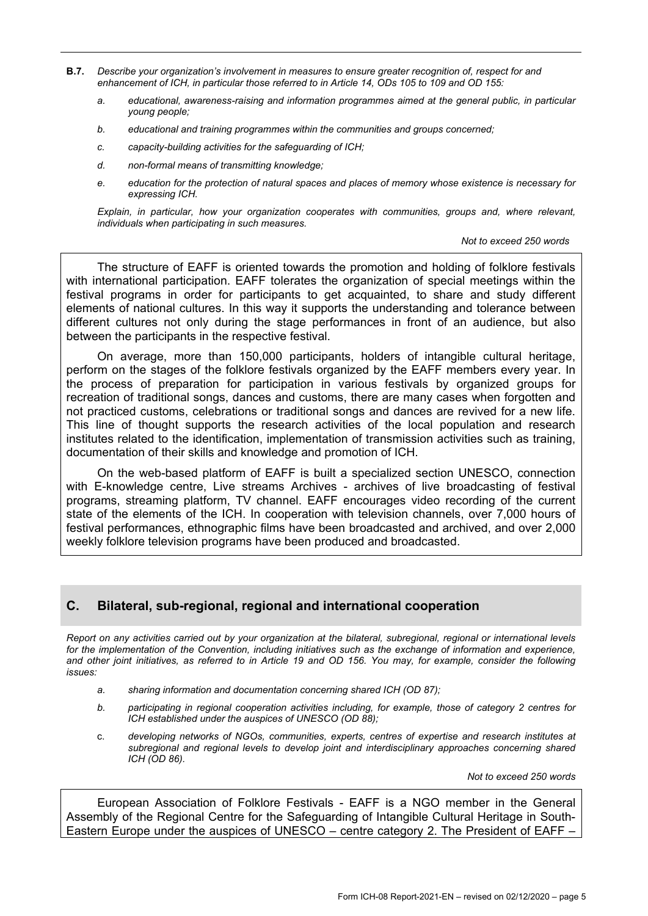**B.7.** *Describe your organization's involvement in measures to ensure greater recognition of, respect for and enhancement of ICH, in particular those referred to in Article 14, ODs 105 to 109 and OD 155:*

- *a. educational, awareness-raising and information programmes aimed at the general public, in particular young people;*
- *b. educational and training programmes within the communities and groups concerned;*
- *c. capacity-building activities for the safeguarding of ICH;*
- *d. non-formal means of transmitting knowledge;*
- *e. education for the protection of natural spaces and places of memory whose existence is necessary for expressing ICH.*

*Explain, in particular, how your organization cooperates with communities, groups and, where relevant, individuals when participating in such measures.*

*Not to exceed 250 words*

The structure of EAFF is oriented towards the promotion and holding of folklore festivals with international participation. EAFF tolerates the organization of special meetings within the festival programs in order for participants to get acquainted, to share and study different elements of national cultures. In this way it supports the understanding and tolerance between different cultures not only during the stage performances in front of an audience, but also between the participants in the respective festival.

On average, more than 150,000 participants, holders of intangible cultural heritage, perform on the stages of the folklore festivals organized by the EAFF members every year. In the process of preparation for participation in various festivals by organized groups for recreation of traditional songs, dances and customs, there are many cases when forgotten and not practiced customs, celebrations or traditional songs and dances are revived for a new life. This line of thought supports the research activities of the local population and research institutes related to the identification, implementation of transmission activities such as training, documentation of their skills and knowledge and promotion of ICH.

On the web-based platform of EAFF is built a specialized section UNESCO, connection with E-knowledge centre, Live streams Archives - archives of live broadcasting of festival programs, streaming platform, TV channel. EAFF encourages video recording of the current state of the elements of the ICH. In cooperation with television channels, over 7,000 hours of festival performances, ethnographic films have been broadcasted and archived, and over 2,000 weekly folklore television programs have been produced and broadcasted.

## C. Bilateral, sub-regional, regional and international cooperation

*Report on any activities carried out by your organization at the bilateral, subregional, regional or international levels for the implementation of the Convention, including initiatives such as the exchange of information and experience, and other joint initiatives, as referred to in Article 19 and OD 156. You may, for example, consider the following issues:*

- *a. sharing information and documentation concerning shared ICH (OD 87);*
- *b. participating in regional cooperation activities including, for example, those of category 2 centres for ICH established under the auspices of UNESCO (OD 88);*
- *c. developing networks of NGOs, communities, experts, centres of expertise and research institutes at subregional and regional levels to develop joint and interdisciplinary approaches concerning shared ICH (OD 86).*

*Not to exceed 250 words*

European Association of Folklore Festivals - EAFF is a NGO member in the General Assembly of the Regional Centre for the Safeguarding of Intangible Cultural Heritage in South-Eastern Europe under the auspices of UNESCO – centre category 2. The President of EAFF –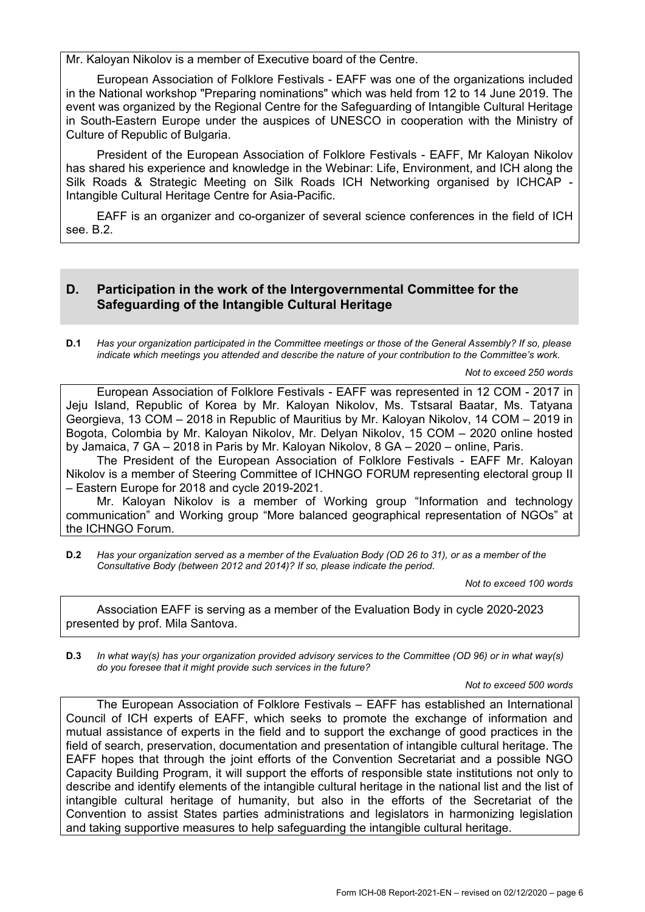Mr. Kaloyan Nikolov is a member of Executive board of the Centre.

European Association of Folklore Festivals - EAFF was one of the organizations included in the National workshop "Preparing nominations" which was held from 12 to 14 June 2019. The event was organized by the Regional Centre for the Safeguarding of Intangible Cultural Heritage in South-Eastern Europe under the auspices of UNESCO in cooperation with the Ministry of Culture of Republic of Bulgaria.

President of the European Association of Folklore Festivals - EAFF, Mr Kaloyan Nikolov has shared his experience and knowledge in the Webinar: Life, Environment, and ICH along the Silk Roads & Strategic Meeting on Silk Roads ICH Networking organised by ICHCAP - Intangible Cultural Heritage Centre for Asia-Pacific.

EAFF is an organizer and co-organizer of several science conferences in the field of ICH see. B.2.

## D. Participation in the work of the Intergovernmental Committee for the Safeguarding of the Intangible Cultural Heritage

**D.1** *Has your organization participated in the Committee meetings or those of the General Assembly? If so, please indicate which meetings you attended and describe the nature of your contribution to the Committee's work.*

*Not to exceed 250 words*

European Association of Folklore Festivals - EAFF was represented in 12 COM - 2017 in Jeju Island, Republic of Korea by Mr. Kaloyan Nikolov, Ms. Tstsaral Baatar, Ms. Tatyana Georgieva, 13 COM – 2018 in Republic of Mauritius by Mr. Kaloyan Nikolov, 14 COM – 2019 in Bogota, Colombia by Mr. Kaloyan Nikolov, Mr. Delyan Nikolov, 15 COM – 2020 online hosted by Jamaica, 7 GA – 2018 in Paris by Mr. Kaloyan Nikolov, 8 GA – 2020 – online, Paris.

The President of the European Association of Folklore Festivals - EAFF Mr. Kaloyan Nikolov is a member of Steering Committee of ICHNGO FORUM representing electoral group II – Eastern Europe for 2018 and cycle 2019-2021.

Mr. Kaloyan Nikolov is a member of Working group "Information and technology communication" and Working group "More balanced geographical representation of NGOs" at the ICHNGO Forum.

**D.2** *Has your organization served as a member of the Evaluation Body (OD 26 to 31), or as a member of the Consultative Body (between 2012 and 2014)? If so, please indicate the period.*

*Not to exceed 100 words*

Association EAFF is serving as a member of the Evaluation Body in cycle 2020-2023 presented by prof. Mila Santova.

**D.3** *In what way(s) has your organization provided advisory services to the Committee (OD 96) or in what way(s) do you foresee that it might provide such services in the future?*

*Not to exceed 500 words*

The European Association of Folklore Festivals – EAFF has established an International Council of ICH experts of EAFF, which seeks to promote the exchange of information and mutual assistance of experts in the field and to support the exchange of good practices in the field of search, preservation, documentation and presentation of intangible cultural heritage. The EAFF hopes that through the joint efforts of the Convention Secretariat and a possible NGO Capacity Building Program, it will support the efforts of responsible state institutions not only to describe and identify elements of the intangible cultural heritage in the national list and the list of intangible cultural heritage of humanity, but also in the efforts of the Secretariat of the Convention to assist States parties administrations and legislators in harmonizing legislation and taking supportive measures to help safeguarding the intangible cultural heritage.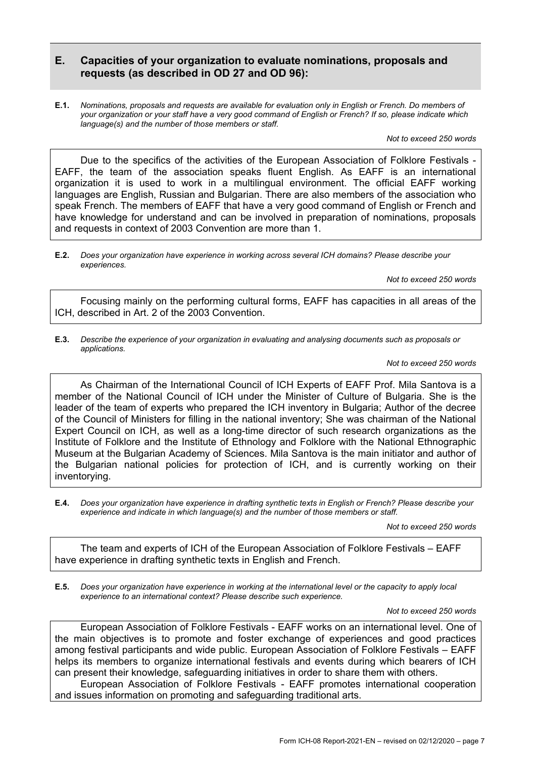## E. Capacities of your organization to evaluate nominations, proposals and requests (as described in OD 27 and OD 96):

**E.1.** *Nominations, proposals and requests are available for evaluation only in English or French. Do members of your organization or your staff have a very good command of English or French? If so, please indicate which language(s) and the number of those members or staff.*

*Not to exceed 250 words*

Due to the specifics of the activities of the European Association of Folklore Festivals - EAFF, the team of the association speaks fluent English. As EAFF is an international organization it is used to work in a multilingual environment. The official EAFF working languages are English, Russian and Bulgarian. There are also members of the association who speak French. The members of EAFF that have a very good command of English or French and have knowledge for understand and can be involved in preparation of nominations, proposals and requests in context of 2003 Convention are more than 1.

**E.2.** *Does your organization have experience in working across several ICH domains? Please describe your experiences.*

*Not to exceed 250 words*

Focusing mainly on the performing cultural forms, EAFF has capacities in all areas of the ICH, described in Art. 2 of the 2003 Convention.

**E.3.** *Describe the experience of your organization in evaluating and analysing documents such as proposals or applications.*

*Not to exceed 250 words*

As Chairman of the International Council of ICH Experts of EAFF Prof. Mila Santova is a member of the National Council of ICH under the Minister of Culture of Bulgaria. She is the leader of the team of experts who prepared the ICH inventory in Bulgaria; Author of the decree of the Council of Ministers for filling in the national inventory; She was chairman of the National Expert Council on ICH, as well as a long-time director of such research organizations as the Institute of Folklore and the Institute of Ethnology and Folklore with the National Ethnographic Museum at the Bulgarian Academy of Sciences. Mila Santova is the main initiator and author of the Bulgarian national policies for protection of ICH, and is currently working on their inventorying.

**E.4.** *Does your organization have experience in drafting synthetic texts in English or French? Please describe your experience and indicate in which language(s) and the number of those members or staff.*

*Not to exceed 250 words*

The team and experts of ICH of the European Association of Folklore Festivals – EAFF have experience in drafting synthetic texts in English and French.

**E.5.** *Does your organization have experience in working at the international level or the capacity to apply local experience to an international context? Please describe such experience.*

*Not to exceed 250 words*

European Association of Folklore Festivals - EAFF works on an international level. One of the main objectives is to promote and foster exchange of experiences and good practices among festival participants and wide public. European Association of Folklore Festivals – EAFF helps its members to organize international festivals and events during which bearers of ICH can present their knowledge, safeguarding initiatives in order to share them with others.

European Association of Folklore Festivals - EAFF promotes international cooperation and issues information on promoting and safeguarding traditional arts.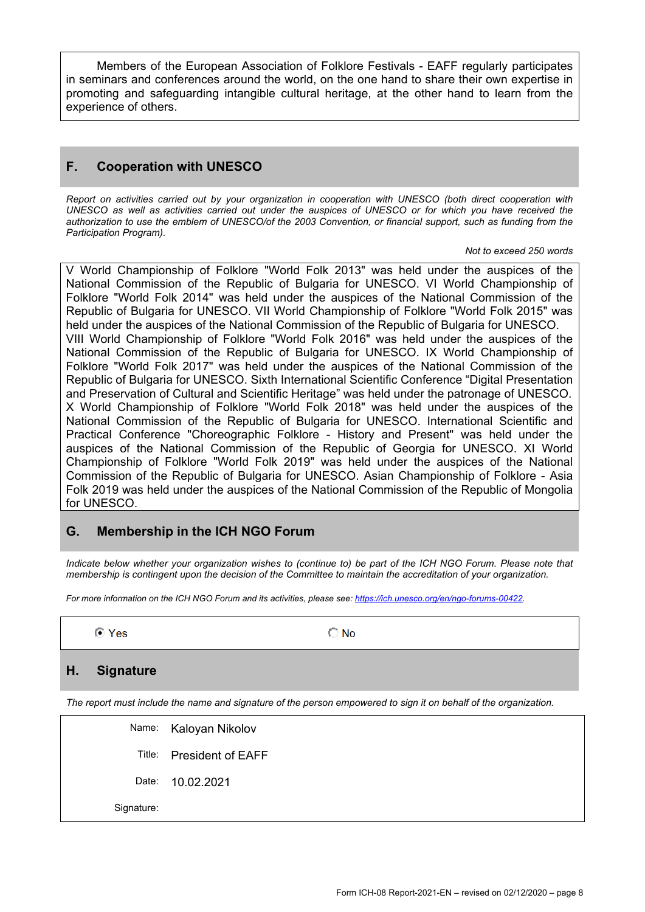Members of the European Association of Folklore Festivals - EAFF regularly participates in seminars and conferences around the world, on the one hand to share their own expertise in promoting and safeguarding intangible cultural heritage, at the other hand to learn from the experience of others.

## F. Cooperation with UNESCO

*Report on activities carried out by your organization in cooperation with UNESCO (both direct cooperation with UNESCO as well as activities carried out under the auspices of UNESCO or for which you have received the authorization to use the emblem of UNESCO/of the 2003 Convention, or financial support, such as funding from the Participation Program).*

*Not to exceed 250 words*

V World Championship of Folklore "World Folk 2013" was held under the auspices of the National Commission of the Republic of Bulgaria for UNESCO. VI World Championship of Folklore "World Folk 2014" was held under the auspices of the National Commission of the Republic of Bulgaria for UNESCO. VII World Championship of Folklore "World Folk 2015" was held under the auspices of the National Commission of the Republic of Bulgaria for UNESCO.
VIII World Championship of Folklore "World Folk 2016" was held under the auspices of the National Commission of the Republic of Bulgaria for UNESCO. IX World Championship of Folklore "World Folk 2017" was held under the auspices of the National Commission of the Republic of Bulgaria for UNESCO. Sixth International Scientific Conference "Digital Presentation and Preservation of Cultural and Scientific Heritage" was held under the patronage of UNESCO. X World Championship of Folklore "World Folk 2018" was held under the auspices of the National Commission of the Republic of Bulgaria for UNESCO. International Scientific and Practical Conference "Choreographic Folklore - History and Present" was held under the auspices of the National Commission of the Republic of Georgia for UNESCO. XI World Championship of Folklore "World Folk 2019" was held under the auspices of the National Commission of the Republic of Bulgaria for UNESCO. Asian Championship of Folklore - Asia Folk 2019 was held under the auspices of the National Commission of the Republic of Mongolia for UNESCO.

## G. Membership in the ICH NGO Forum

*Indicate below whether your organization wishes to (continue to) be part of the ICH NGO Forum. Please note that membership is contingent upon the decision of the Committee to maintain the accreditation of your organization.*

*For more information on the ICH NGO Forum and its activities, please see: https://ich.unesco.org/en/ngo-forums-00422.*

- [x] Yes
- [ ] No

## H. Signature

*The report must include the name and signature of the person empowered to sign it on behalf of the organization.*

Name: Kaloyan Nikolov

Title: President of EAFF

Date: 10.02.2021

Signature: